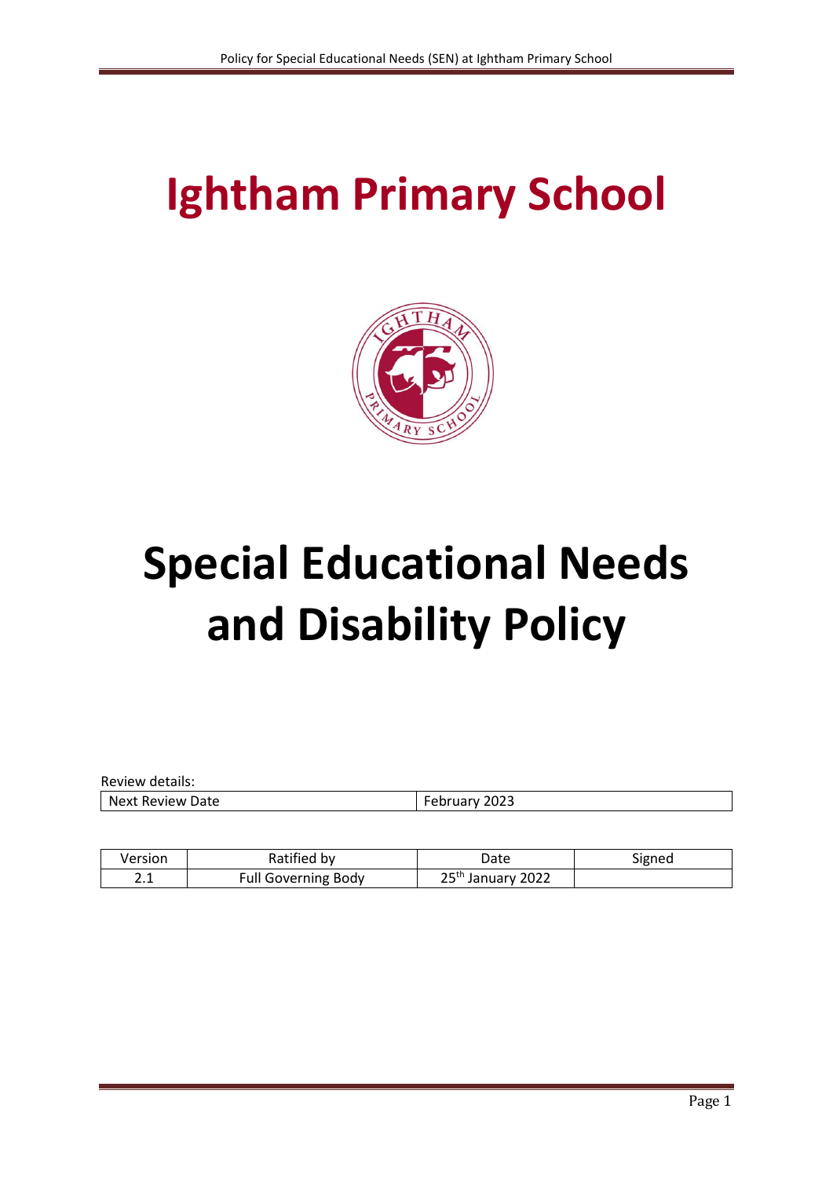# Ightham Primary School

# Special Educational Needs and Disability Policy

Review details:

| Next Review Date | February 2023 |
|---|---|

| Version | Ratified by | Date | Signed |
|---|---|---|---|
| 2.1 | Full Governing Body | 25th January 2022 | |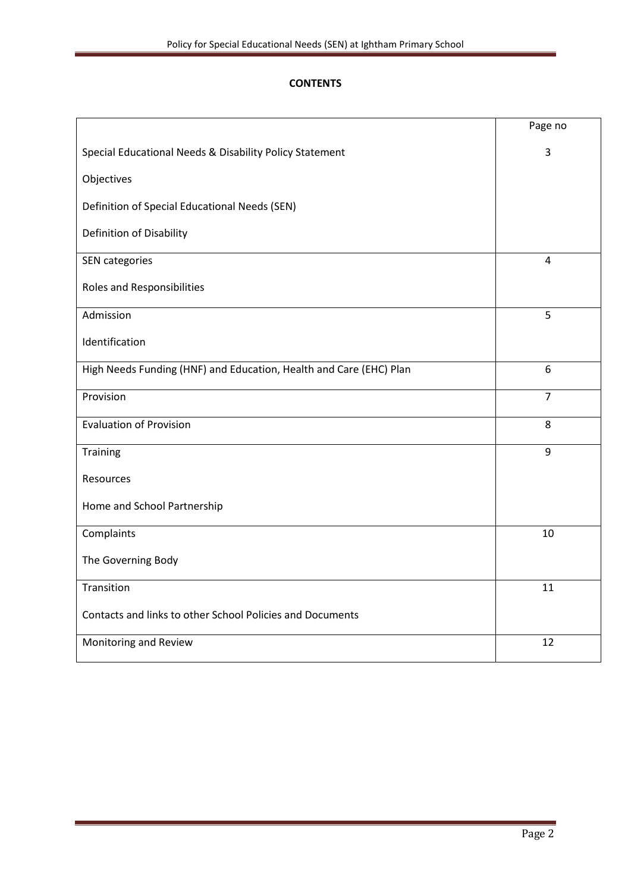**CONTENTS**

| | Page no |
|---|---|
| Special Educational Needs & Disability Policy Statement<br>Objectives<br>Definition of Special Educational Needs (SEN)<br>Definition of Disability | 3 |
| SEN categories<br>Roles and Responsibilities | 4 |
| Admission<br>Identification | 5 |
| High Needs Funding (HNF) and Education, Health and Care (EHC) Plan | 6 |
| Provision | 7 |
| Evaluation of Provision | 8 |
| Training<br>Resources<br>Home and School Partnership | 9 |
| Complaints<br>The Governing Body | 10 |
| Transition<br>Contacts and links to other School Policies and Documents | 11 |
| Monitoring and Review | 12 |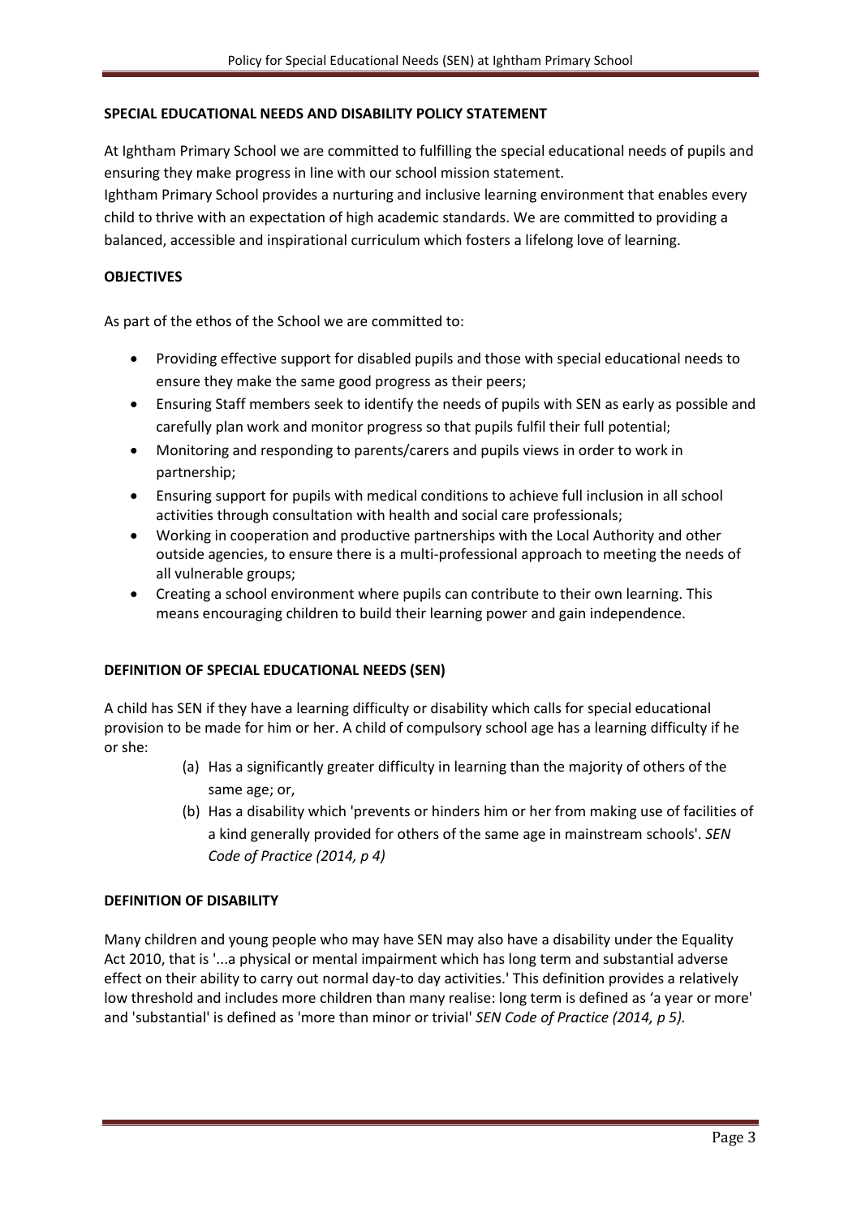## SPECIAL EDUCATIONAL NEEDS AND DISABILITY POLICY STATEMENT

At Ightham Primary School we are committed to fulfilling the special educational needs of pupils and ensuring they make progress in line with our school mission statement.
Ightham Primary School provides a nurturing and inclusive learning environment that enables every child to thrive with an expectation of high academic standards. We are committed to providing a balanced, accessible and inspirational curriculum which fosters a lifelong love of learning.

## OBJECTIVES

As part of the ethos of the School we are committed to:

- Providing effective support for disabled pupils and those with special educational needs to ensure they make the same good progress as their peers;
- Ensuring Staff members seek to identify the needs of pupils with SEN as early as possible and carefully plan work and monitor progress so that pupils fulfil their full potential;
- Monitoring and responding to parents/carers and pupils views in order to work in partnership;
- Ensuring support for pupils with medical conditions to achieve full inclusion in all school activities through consultation with health and social care professionals;
- Working in cooperation and productive partnerships with the Local Authority and other outside agencies, to ensure there is a multi-professional approach to meeting the needs of all vulnerable groups;
- Creating a school environment where pupils can contribute to their own learning. This means encouraging children to build their learning power and gain independence.

## DEFINITION OF SPECIAL EDUCATIONAL NEEDS (SEN)

A child has SEN if they have a learning difficulty or disability which calls for special educational provision to be made for him or her. A child of compulsory school age has a learning difficulty if he or she:

(a) Has a significantly greater difficulty in learning than the majority of others of the same age; or,

(b) Has a disability which 'prevents or hinders him or her from making use of facilities of a kind generally provided for others of the same age in mainstream schools'. *SEN Code of Practice (2014, p 4)*

## DEFINITION OF DISABILITY

Many children and young people who may have SEN may also have a disability under the Equality Act 2010, that is '...a physical or mental impairment which has long term and substantial adverse effect on their ability to carry out normal day-to day activities.' This definition provides a relatively low threshold and includes more children than many realise: long term is defined as 'a year or more' and 'substantial' is defined as 'more than minor or trivial' *SEN Code of Practice (2014, p 5).*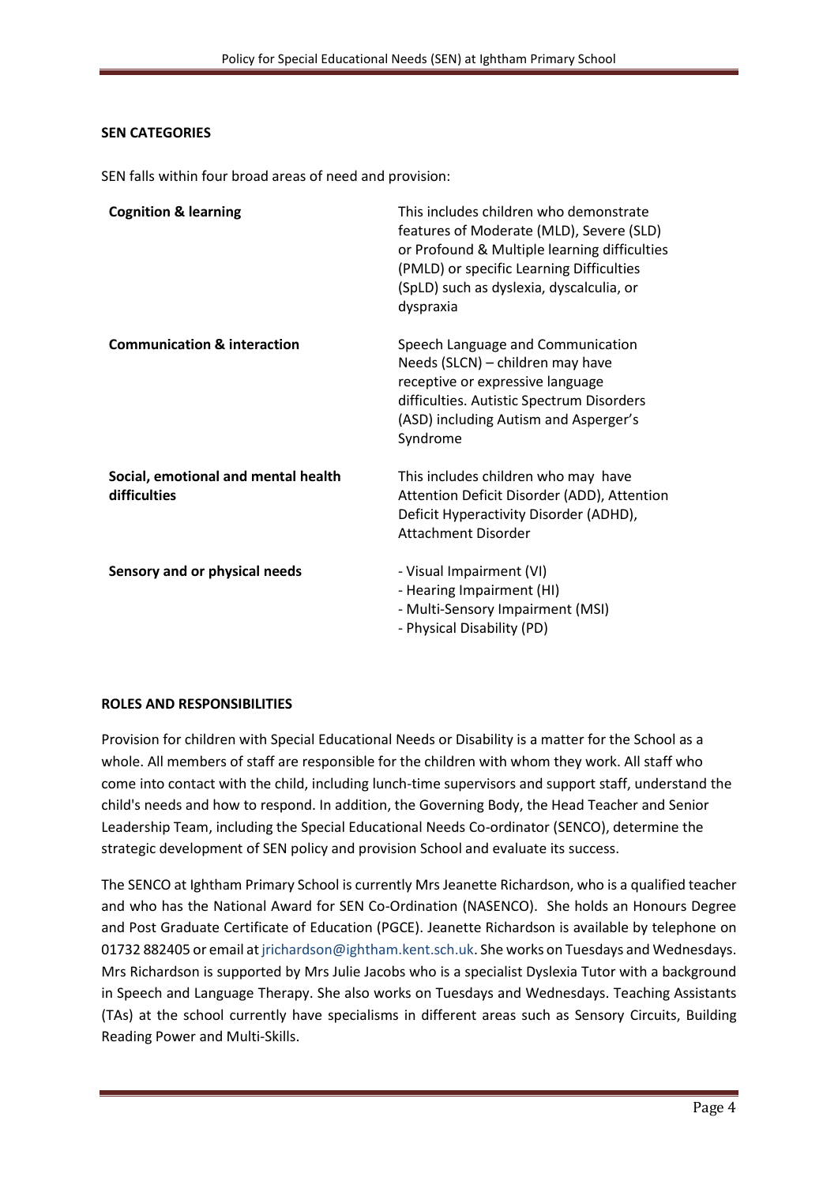**SEN CATEGORIES**

SEN falls within four broad areas of need and provision:

| | |
|---|---|
| **Cognition & learning** | This includes children who demonstrate features of Moderate (MLD), Severe (SLD) or Profound & Multiple learning difficulties (PMLD) or specific Learning Difficulties (SpLD) such as dyslexia, dyscalculia, or dyspraxia |
| **Communication & interaction** | Speech Language and Communication Needs (SLCN) – children may have receptive or expressive language difficulties. Autistic Spectrum Disorders (ASD) including Autism and Asperger's Syndrome |
| **Social, emotional and mental health difficulties** | This includes children who may have Attention Deficit Disorder (ADD), Attention Deficit Hyperactivity Disorder (ADHD), Attachment Disorder |
| **Sensory and or physical needs** | - Visual Impairment (VI)<br>- Hearing Impairment (HI)<br>- Multi-Sensory Impairment (MSI)<br>- Physical Disability (PD) |

**ROLES AND RESPONSIBILITIES**

Provision for children with Special Educational Needs or Disability is a matter for the School as a whole. All members of staff are responsible for the children with whom they work. All staff who come into contact with the child, including lunch-time supervisors and support staff, understand the child's needs and how to respond. In addition, the Governing Body, the Head Teacher and Senior Leadership Team, including the Special Educational Needs Co-ordinator (SENCO), determine the strategic development of SEN policy and provision School and evaluate its success.

The SENCO at Ightham Primary School is currently Mrs Jeanette Richardson, who is a qualified teacher and who has the National Award for SEN Co-Ordination (NASENCO). She holds an Honours Degree and Post Graduate Certificate of Education (PGCE). Jeanette Richardson is available by telephone on 01732 882405 or email at jrichardson@ightham.kent.sch.uk. She works on Tuesdays and Wednesdays. Mrs Richardson is supported by Mrs Julie Jacobs who is a specialist Dyslexia Tutor with a background in Speech and Language Therapy. She also works on Tuesdays and Wednesdays. Teaching Assistants (TAs) at the school currently have specialisms in different areas such as Sensory Circuits, Building Reading Power and Multi-Skills.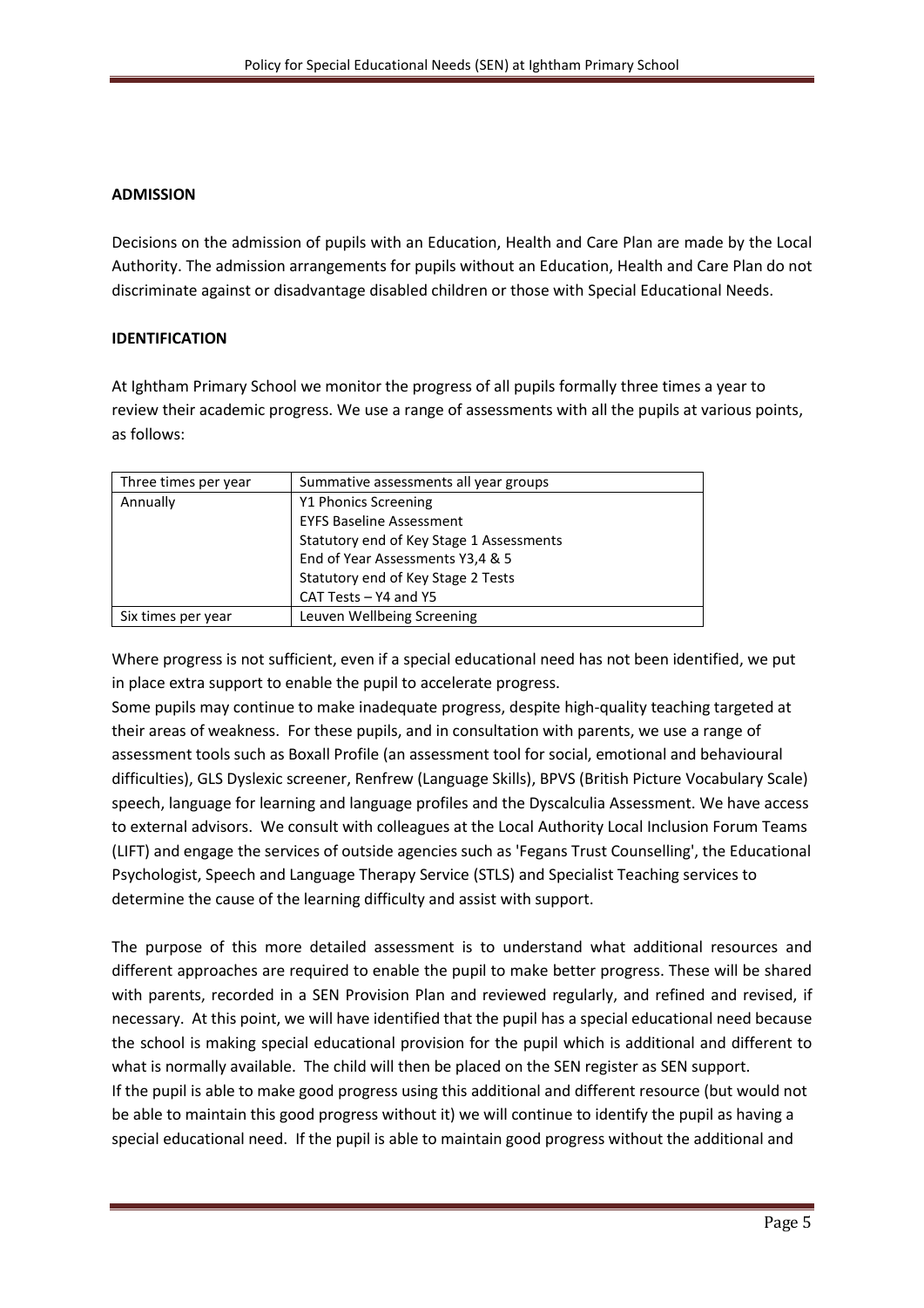**ADMISSION**

Decisions on the admission of pupils with an Education, Health and Care Plan are made by the Local Authority. The admission arrangements for pupils without an Education, Health and Care Plan do not discriminate against or disadvantage disabled children or those with Special Educational Needs.

**IDENTIFICATION**

At Ightham Primary School we monitor the progress of all pupils formally three times a year to review their academic progress. We use a range of assessments with all the pupils at various points, as follows:

| Three times per year | Summative assessments all year groups |
|---|---|
| Annually | Y1 Phonics Screening<br>EYFS Baseline Assessment<br>Statutory end of Key Stage 1 Assessments<br>End of Year Assessments Y3,4 & 5<br>Statutory end of Key Stage 2 Tests<br>CAT Tests – Y4 and Y5 |
| Six times per year | Leuven Wellbeing Screening |

Where progress is not sufficient, even if a special educational need has not been identified, we put in place extra support to enable the pupil to accelerate progress.

Some pupils may continue to make inadequate progress, despite high-quality teaching targeted at their areas of weakness. For these pupils, and in consultation with parents, we use a range of assessment tools such as Boxall Profile (an assessment tool for social, emotional and behavioural difficulties), GLS Dyslexic screener, Renfrew (Language Skills), BPVS (British Picture Vocabulary Scale) speech, language for learning and language profiles and the Dyscalculia Assessment. We have access to external advisors. We consult with colleagues at the Local Authority Local Inclusion Forum Teams (LIFT) and engage the services of outside agencies such as 'Fegans Trust Counselling', the Educational Psychologist, Speech and Language Therapy Service (STLS) and Specialist Teaching services to determine the cause of the learning difficulty and assist with support.

The purpose of this more detailed assessment is to understand what additional resources and different approaches are required to enable the pupil to make better progress. These will be shared with parents, recorded in a SEN Provision Plan and reviewed regularly, and refined and revised, if necessary. At this point, we will have identified that the pupil has a special educational need because the school is making special educational provision for the pupil which is additional and different to what is normally available. The child will then be placed on the SEN register as SEN support.

If the pupil is able to make good progress using this additional and different resource (but would not be able to maintain this good progress without it) we will continue to identify the pupil as having a special educational need. If the pupil is able to maintain good progress without the additional and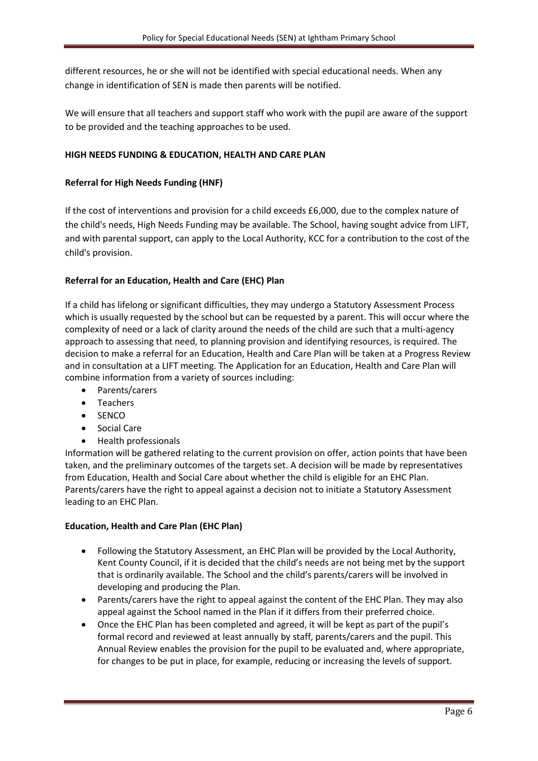different resources, he or she will not be identified with special educational needs. When any change in identification of SEN is made then parents will be notified.

We will ensure that all teachers and support staff who work with the pupil are aware of the support to be provided and the teaching approaches to be used.

**HIGH NEEDS FUNDING & EDUCATION, HEALTH AND CARE PLAN**

**Referral for High Needs Funding (HNF)**

If the cost of interventions and provision for a child exceeds £6,000, due to the complex nature of the child's needs, High Needs Funding may be available. The School, having sought advice from LIFT, and with parental support, can apply to the Local Authority, KCC for a contribution to the cost of the child's provision.

**Referral for an Education, Health and Care (EHC) Plan**

If a child has lifelong or significant difficulties, they may undergo a Statutory Assessment Process which is usually requested by the school but can be requested by a parent. This will occur where the complexity of need or a lack of clarity around the needs of the child are such that a multi-agency approach to assessing that need, to planning provision and identifying resources, is required. The decision to make a referral for an Education, Health and Care Plan will be taken at a Progress Review and in consultation at a LIFT meeting. The Application for an Education, Health and Care Plan will combine information from a variety of sources including:

- Parents/carers
- Teachers
- SENCO
- Social Care
- Health professionals

Information will be gathered relating to the current provision on offer, action points that have been taken, and the preliminary outcomes of the targets set. A decision will be made by representatives from Education, Health and Social Care about whether the child is eligible for an EHC Plan. Parents/carers have the right to appeal against a decision not to initiate a Statutory Assessment leading to an EHC Plan.

**Education, Health and Care Plan (EHC Plan)**

- Following the Statutory Assessment, an EHC Plan will be provided by the Local Authority, Kent County Council, if it is decided that the child's needs are not being met by the support that is ordinarily available. The School and the child's parents/carers will be involved in developing and producing the Plan.
- Parents/carers have the right to appeal against the content of the EHC Plan. They may also appeal against the School named in the Plan if it differs from their preferred choice.
- Once the EHC Plan has been completed and agreed, it will be kept as part of the pupil's formal record and reviewed at least annually by staff, parents/carers and the pupil. This Annual Review enables the provision for the pupil to be evaluated and, where appropriate, for changes to be put in place, for example, reducing or increasing the levels of support.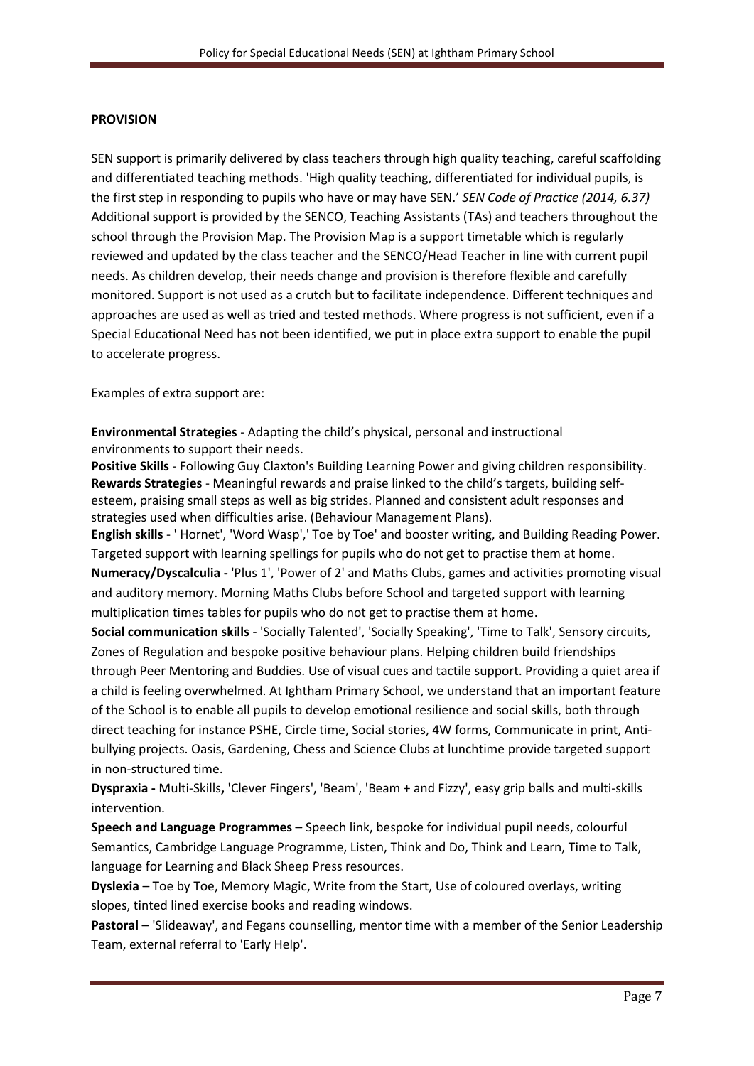**PROVISION**

SEN support is primarily delivered by class teachers through high quality teaching, careful scaffolding and differentiated teaching methods. 'High quality teaching, differentiated for individual pupils, is the first step in responding to pupils who have or may have SEN.' *SEN Code of Practice (2014, 6.37)* Additional support is provided by the SENCO, Teaching Assistants (TAs) and teachers throughout the school through the Provision Map. The Provision Map is a support timetable which is regularly reviewed and updated by the class teacher and the SENCO/Head Teacher in line with current pupil needs. As children develop, their needs change and provision is therefore flexible and carefully monitored. Support is not used as a crutch but to facilitate independence. Different techniques and approaches are used as well as tried and tested methods. Where progress is not sufficient, even if a Special Educational Need has not been identified, we put in place extra support to enable the pupil to accelerate progress.

Examples of extra support are:

**Environmental Strategies** - Adapting the child's physical, personal and instructional environments to support their needs.
**Positive Skills** - Following Guy Claxton's Building Learning Power and giving children responsibility.
**Rewards Strategies** - Meaningful rewards and praise linked to the child's targets, building self-esteem, praising small steps as well as big strides. Planned and consistent adult responses and strategies used when difficulties arise. (Behaviour Management Plans).
**English skills** - ' Hornet', 'Word Wasp',' Toe by Toe' and booster writing, and Building Reading Power. Targeted support with learning spellings for pupils who do not get to practise them at home.
**Numeracy/Dyscalculia -** 'Plus 1', 'Power of 2' and Maths Clubs, games and activities promoting visual and auditory memory. Morning Maths Clubs before School and targeted support with learning multiplication times tables for pupils who do not get to practise them at home.
**Social communication skills** - 'Socially Talented', 'Socially Speaking', 'Time to Talk', Sensory circuits, Zones of Regulation and bespoke positive behaviour plans. Helping children build friendships through Peer Mentoring and Buddies. Use of visual cues and tactile support. Providing a quiet area if a child is feeling overwhelmed. At Ightham Primary School, we understand that an important feature of the School is to enable all pupils to develop emotional resilience and social skills, both through direct teaching for instance PSHE, Circle time, Social stories, 4W forms, Communicate in print, Anti-bullying projects. Oasis, Gardening, Chess and Science Clubs at lunchtime provide targeted support in non-structured time.
**Dyspraxia -** Multi-Skills**,** 'Clever Fingers', 'Beam', 'Beam + and Fizzy', easy grip balls and multi-skills intervention.
**Speech and Language Programmes** – Speech link, bespoke for individual pupil needs, colourful Semantics, Cambridge Language Programme, Listen, Think and Do, Think and Learn, Time to Talk, language for Learning and Black Sheep Press resources.
**Dyslexia** – Toe by Toe, Memory Magic, Write from the Start, Use of coloured overlays, writing slopes, tinted lined exercise books and reading windows.
**Pastoral** – 'Slideaway', and Fegans counselling, mentor time with a member of the Senior Leadership Team, external referral to 'Early Help'.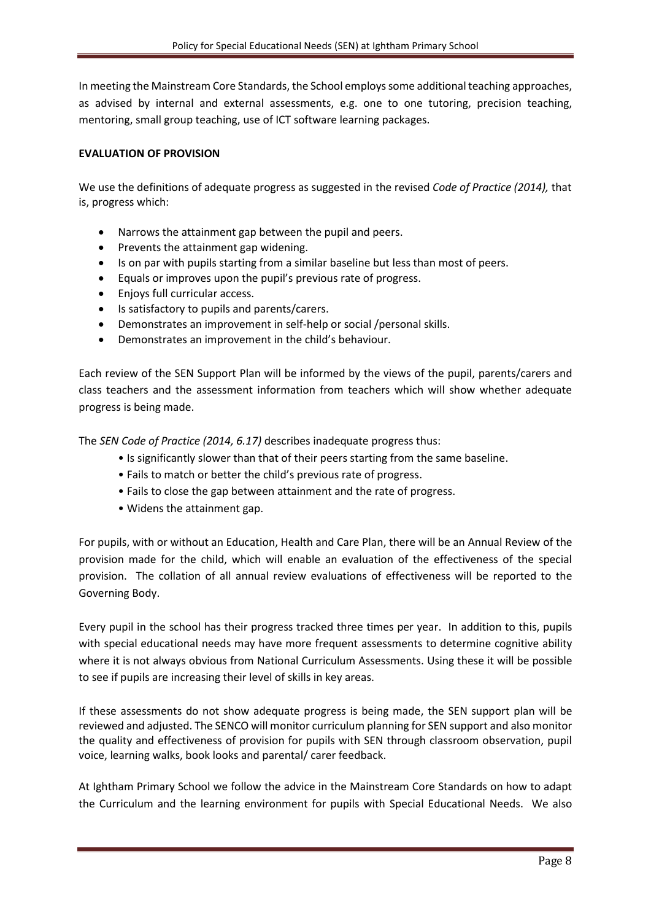In meeting the Mainstream Core Standards, the School employs some additional teaching approaches, as advised by internal and external assessments, e.g. one to one tutoring, precision teaching, mentoring, small group teaching, use of ICT software learning packages.

**EVALUATION OF PROVISION**

We use the definitions of adequate progress as suggested in the revised *Code of Practice (2014),* that is, progress which:

- Narrows the attainment gap between the pupil and peers.
- Prevents the attainment gap widening.
- Is on par with pupils starting from a similar baseline but less than most of peers.
- Equals or improves upon the pupil's previous rate of progress.
- Enjoys full curricular access.
- Is satisfactory to pupils and parents/carers.
- Demonstrates an improvement in self-help or social /personal skills.
- Demonstrates an improvement in the child's behaviour.

Each review of the SEN Support Plan will be informed by the views of the pupil, parents/carers and class teachers and the assessment information from teachers which will show whether adequate progress is being made.

The *SEN Code of Practice (2014, 6.17)* describes inadequate progress thus:

- Is significantly slower than that of their peers starting from the same baseline.
- Fails to match or better the child's previous rate of progress.
- Fails to close the gap between attainment and the rate of progress.
- Widens the attainment gap.

For pupils, with or without an Education, Health and Care Plan, there will be an Annual Review of the provision made for the child, which will enable an evaluation of the effectiveness of the special provision. The collation of all annual review evaluations of effectiveness will be reported to the Governing Body.

Every pupil in the school has their progress tracked three times per year. In addition to this, pupils with special educational needs may have more frequent assessments to determine cognitive ability where it is not always obvious from National Curriculum Assessments. Using these it will be possible to see if pupils are increasing their level of skills in key areas.

If these assessments do not show adequate progress is being made, the SEN support plan will be reviewed and adjusted. The SENCO will monitor curriculum planning for SEN support and also monitor the quality and effectiveness of provision for pupils with SEN through classroom observation, pupil voice, learning walks, book looks and parental/ carer feedback.

At Ightham Primary School we follow the advice in the Mainstream Core Standards on how to adapt the Curriculum and the learning environment for pupils with Special Educational Needs. We also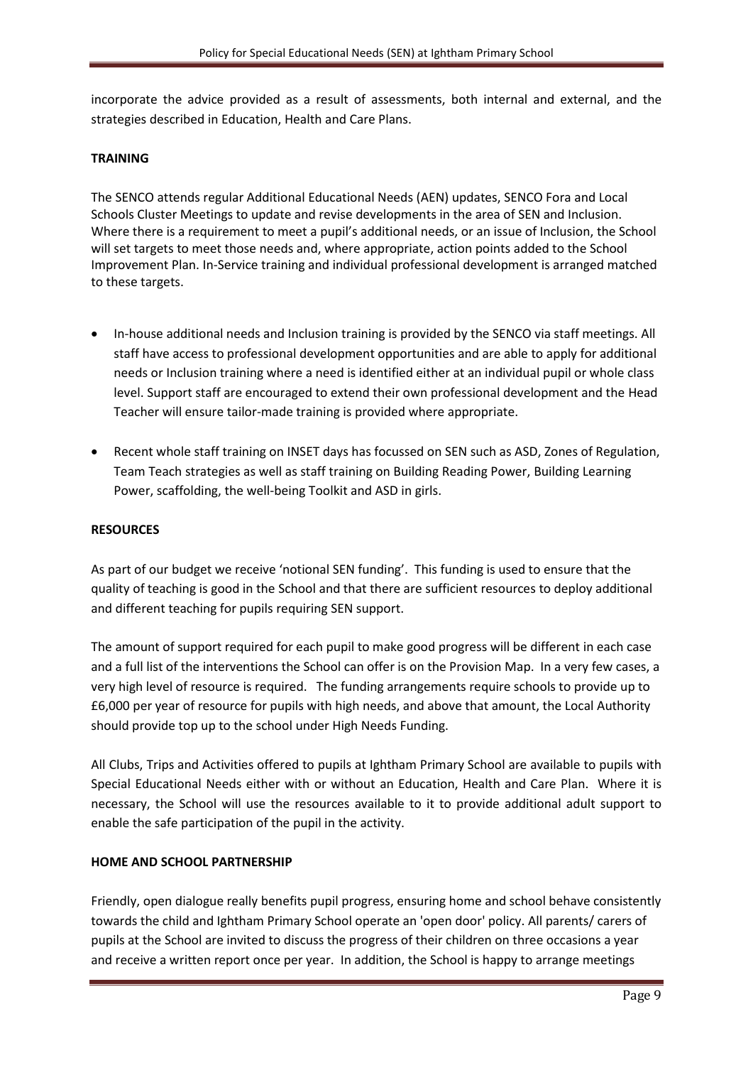incorporate the advice provided as a result of assessments, both internal and external, and the strategies described in Education, Health and Care Plans.

**TRAINING**

The SENCO attends regular Additional Educational Needs (AEN) updates, SENCO Fora and Local Schools Cluster Meetings to update and revise developments in the area of SEN and Inclusion. Where there is a requirement to meet a pupil's additional needs, or an issue of Inclusion, the School will set targets to meet those needs and, where appropriate, action points added to the School Improvement Plan. In-Service training and individual professional development is arranged matched to these targets.

- In-house additional needs and Inclusion training is provided by the SENCO via staff meetings. All staff have access to professional development opportunities and are able to apply for additional needs or Inclusion training where a need is identified either at an individual pupil or whole class level. Support staff are encouraged to extend their own professional development and the Head Teacher will ensure tailor-made training is provided where appropriate.

- Recent whole staff training on INSET days has focussed on SEN such as ASD, Zones of Regulation, Team Teach strategies as well as staff training on Building Reading Power, Building Learning Power, scaffolding, the well-being Toolkit and ASD in girls.

**RESOURCES**

As part of our budget we receive 'notional SEN funding'. This funding is used to ensure that the quality of teaching is good in the School and that there are sufficient resources to deploy additional and different teaching for pupils requiring SEN support.

The amount of support required for each pupil to make good progress will be different in each case and a full list of the interventions the School can offer is on the Provision Map. In a very few cases, a very high level of resource is required. The funding arrangements require schools to provide up to £6,000 per year of resource for pupils with high needs, and above that amount, the Local Authority should provide top up to the school under High Needs Funding.

All Clubs, Trips and Activities offered to pupils at Ightham Primary School are available to pupils with Special Educational Needs either with or without an Education, Health and Care Plan. Where it is necessary, the School will use the resources available to it to provide additional adult support to enable the safe participation of the pupil in the activity.

**HOME AND SCHOOL PARTNERSHIP**

Friendly, open dialogue really benefits pupil progress, ensuring home and school behave consistently towards the child and Ightham Primary School operate an 'open door' policy. All parents/ carers of pupils at the School are invited to discuss the progress of their children on three occasions a year and receive a written report once per year. In addition, the School is happy to arrange meetings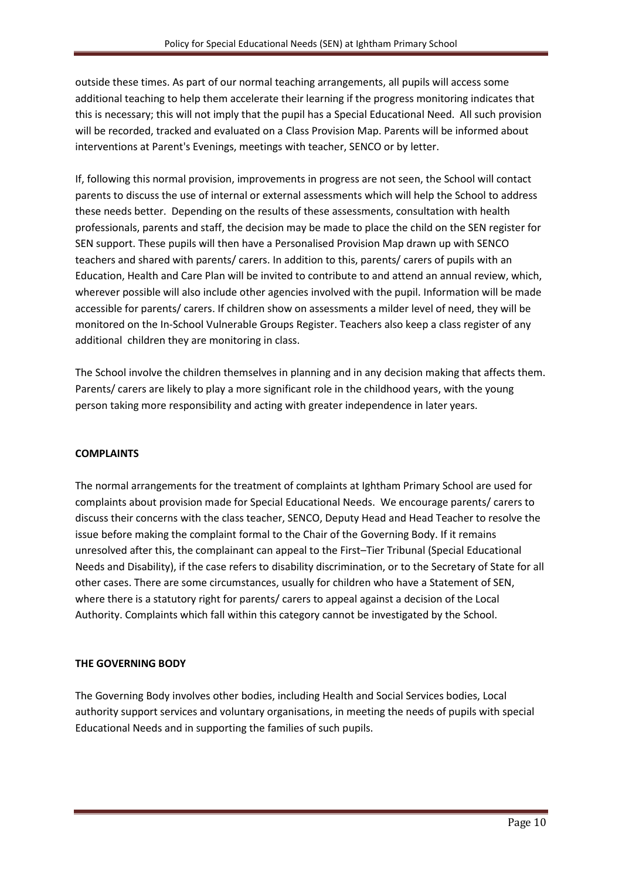outside these times. As part of our normal teaching arrangements, all pupils will access some additional teaching to help them accelerate their learning if the progress monitoring indicates that this is necessary; this will not imply that the pupil has a Special Educational Need. All such provision will be recorded, tracked and evaluated on a Class Provision Map. Parents will be informed about interventions at Parent's Evenings, meetings with teacher, SENCO or by letter.

If, following this normal provision, improvements in progress are not seen, the School will contact parents to discuss the use of internal or external assessments which will help the School to address these needs better. Depending on the results of these assessments, consultation with health professionals, parents and staff, the decision may be made to place the child on the SEN register for SEN support. These pupils will then have a Personalised Provision Map drawn up with SENCO teachers and shared with parents/ carers. In addition to this, parents/ carers of pupils with an Education, Health and Care Plan will be invited to contribute to and attend an annual review, which, wherever possible will also include other agencies involved with the pupil. Information will be made accessible for parents/ carers. If children show on assessments a milder level of need, they will be monitored on the In-School Vulnerable Groups Register. Teachers also keep a class register of any additional children they are monitoring in class.

The School involve the children themselves in planning and in any decision making that affects them. Parents/ carers are likely to play a more significant role in the childhood years, with the young person taking more responsibility and acting with greater independence in later years.

**COMPLAINTS**

The normal arrangements for the treatment of complaints at Ightham Primary School are used for complaints about provision made for Special Educational Needs. We encourage parents/ carers to discuss their concerns with the class teacher, SENCO, Deputy Head and Head Teacher to resolve the issue before making the complaint formal to the Chair of the Governing Body. If it remains unresolved after this, the complainant can appeal to the First–Tier Tribunal (Special Educational Needs and Disability), if the case refers to disability discrimination, or to the Secretary of State for all other cases. There are some circumstances, usually for children who have a Statement of SEN, where there is a statutory right for parents/ carers to appeal against a decision of the Local Authority. Complaints which fall within this category cannot be investigated by the School.

**THE GOVERNING BODY**

The Governing Body involves other bodies, including Health and Social Services bodies, Local authority support services and voluntary organisations, in meeting the needs of pupils with special Educational Needs and in supporting the families of such pupils.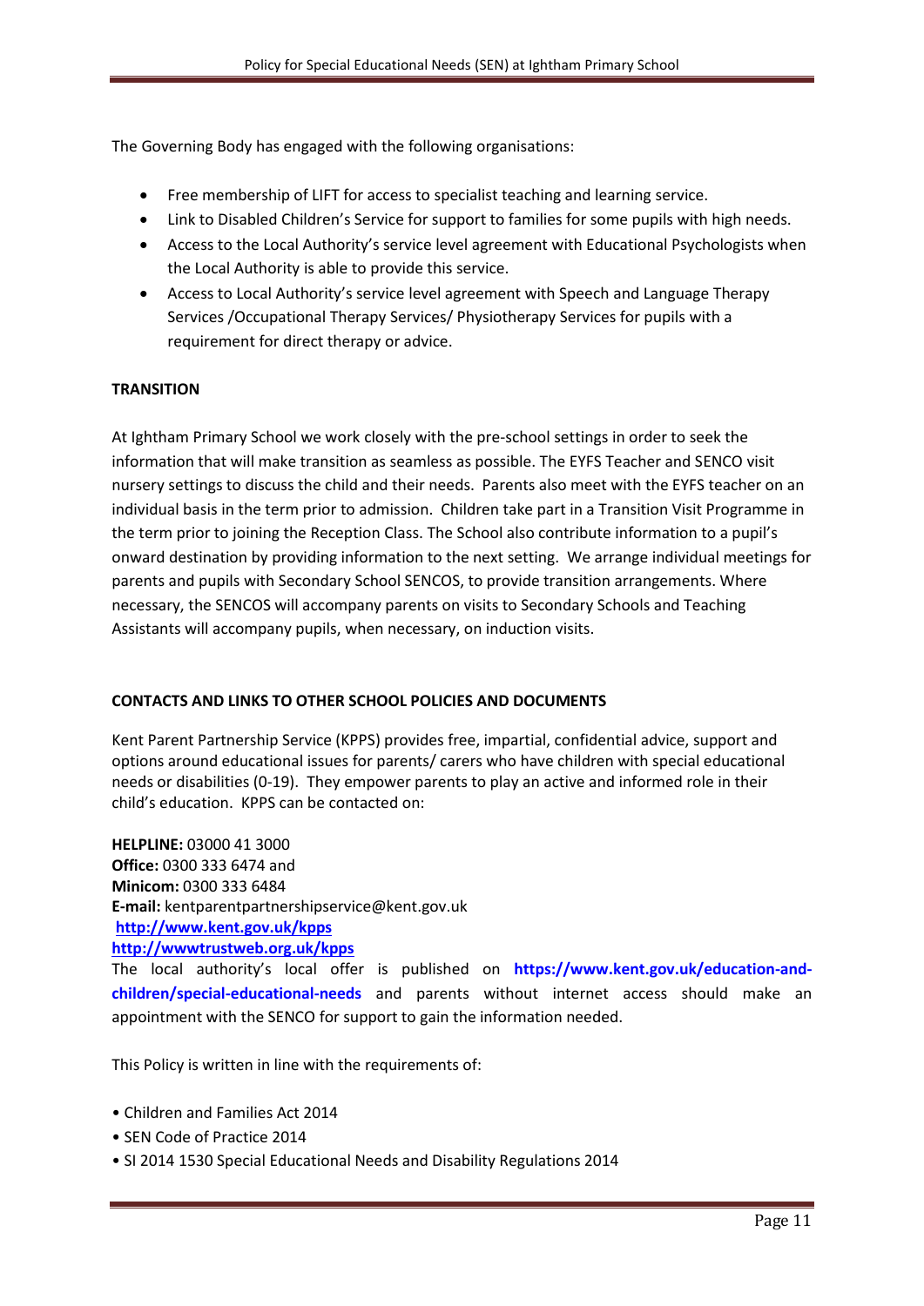The Governing Body has engaged with the following organisations:

- Free membership of LIFT for access to specialist teaching and learning service.
- Link to Disabled Children's Service for support to families for some pupils with high needs.
- Access to the Local Authority's service level agreement with Educational Psychologists when the Local Authority is able to provide this service.
- Access to Local Authority's service level agreement with Speech and Language Therapy Services /Occupational Therapy Services/ Physiotherapy Services for pupils with a requirement for direct therapy or advice.

**TRANSITION**

At Ightham Primary School we work closely with the pre-school settings in order to seek the information that will make transition as seamless as possible. The EYFS Teacher and SENCO visit nursery settings to discuss the child and their needs. Parents also meet with the EYFS teacher on an individual basis in the term prior to admission. Children take part in a Transition Visit Programme in the term prior to joining the Reception Class. The School also contribute information to a pupil's onward destination by providing information to the next setting. We arrange individual meetings for parents and pupils with Secondary School SENCOS, to provide transition arrangements. Where necessary, the SENCOS will accompany parents on visits to Secondary Schools and Teaching Assistants will accompany pupils, when necessary, on induction visits.

**CONTACTS AND LINKS TO OTHER SCHOOL POLICIES AND DOCUMENTS**

Kent Parent Partnership Service (KPPS) provides free, impartial, confidential advice, support and options around educational issues for parents/ carers who have children with special educational needs or disabilities (0-19). They empower parents to play an active and informed role in their child's education. KPPS can be contacted on:

**HELPLINE:** 03000 41 3000
**Office:** 0300 333 6474 and
**Minicom:** 0300 333 6484
**E-mail:** kentparentpartnershipservice@kent.gov.uk
**http://www.kent.gov.uk/kpps**
**http://wwwtrustweb.org.uk/kpps**
The local authority's local offer is published on **https://www.kent.gov.uk/education-and-children/special-educational-needs** and parents without internet access should make an appointment with the SENCO for support to gain the information needed.

This Policy is written in line with the requirements of:

- Children and Families Act 2014
- SEN Code of Practice 2014
- SI 2014 1530 Special Educational Needs and Disability Regulations 2014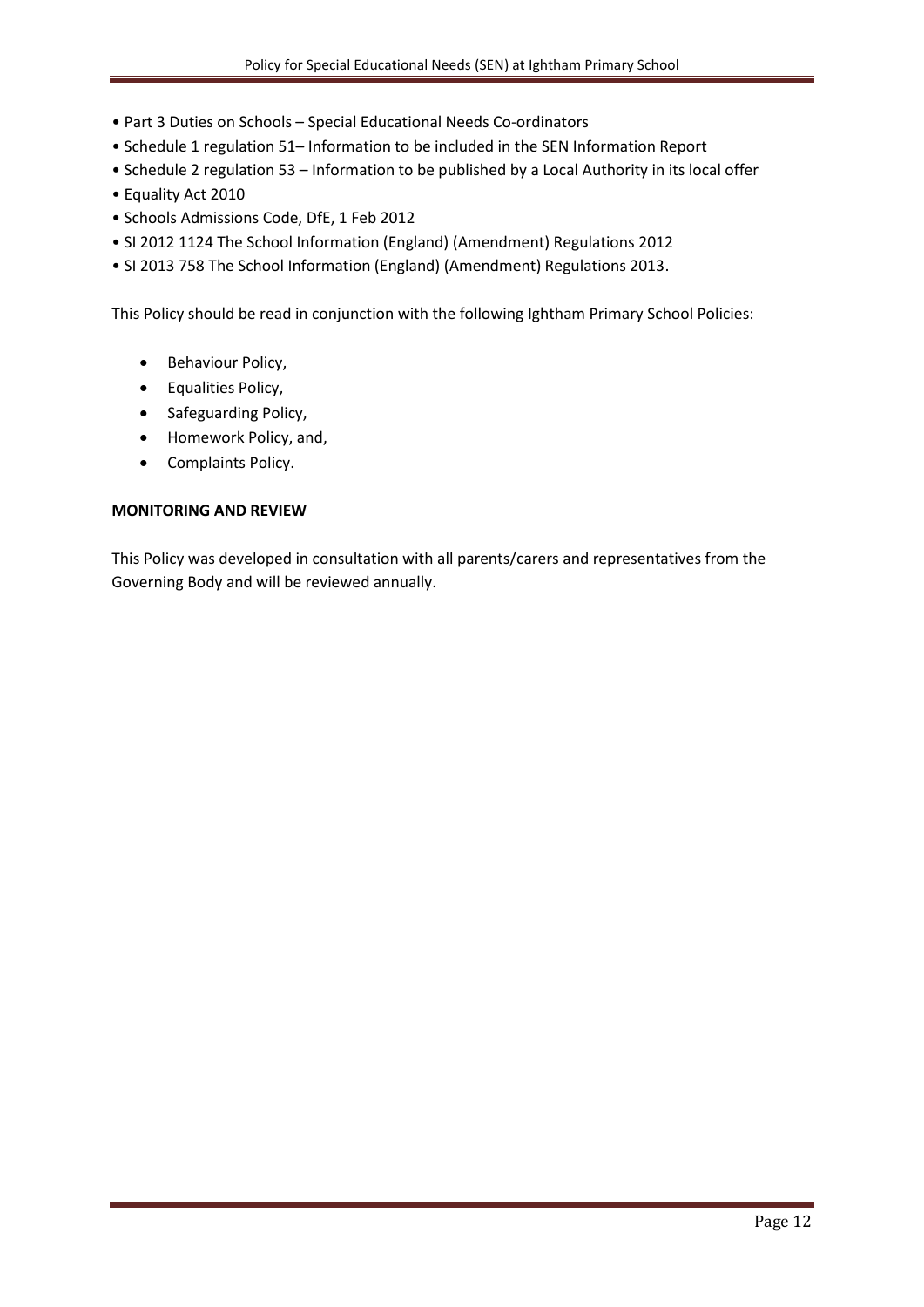- Part 3 Duties on Schools – Special Educational Needs Co-ordinators
- Schedule 1 regulation 51– Information to be included in the SEN Information Report
- Schedule 2 regulation 53 – Information to be published by a Local Authority in its local offer
- Equality Act 2010
- Schools Admissions Code, DfE, 1 Feb 2012
- SI 2012 1124 The School Information (England) (Amendment) Regulations 2012
- SI 2013 758 The School Information (England) (Amendment) Regulations 2013.

This Policy should be read in conjunction with the following Ightham Primary School Policies:

- Behaviour Policy,
- Equalities Policy,
- Safeguarding Policy,
- Homework Policy, and,
- Complaints Policy.

**MONITORING AND REVIEW**

This Policy was developed in consultation with all parents/carers and representatives from the Governing Body and will be reviewed annually.